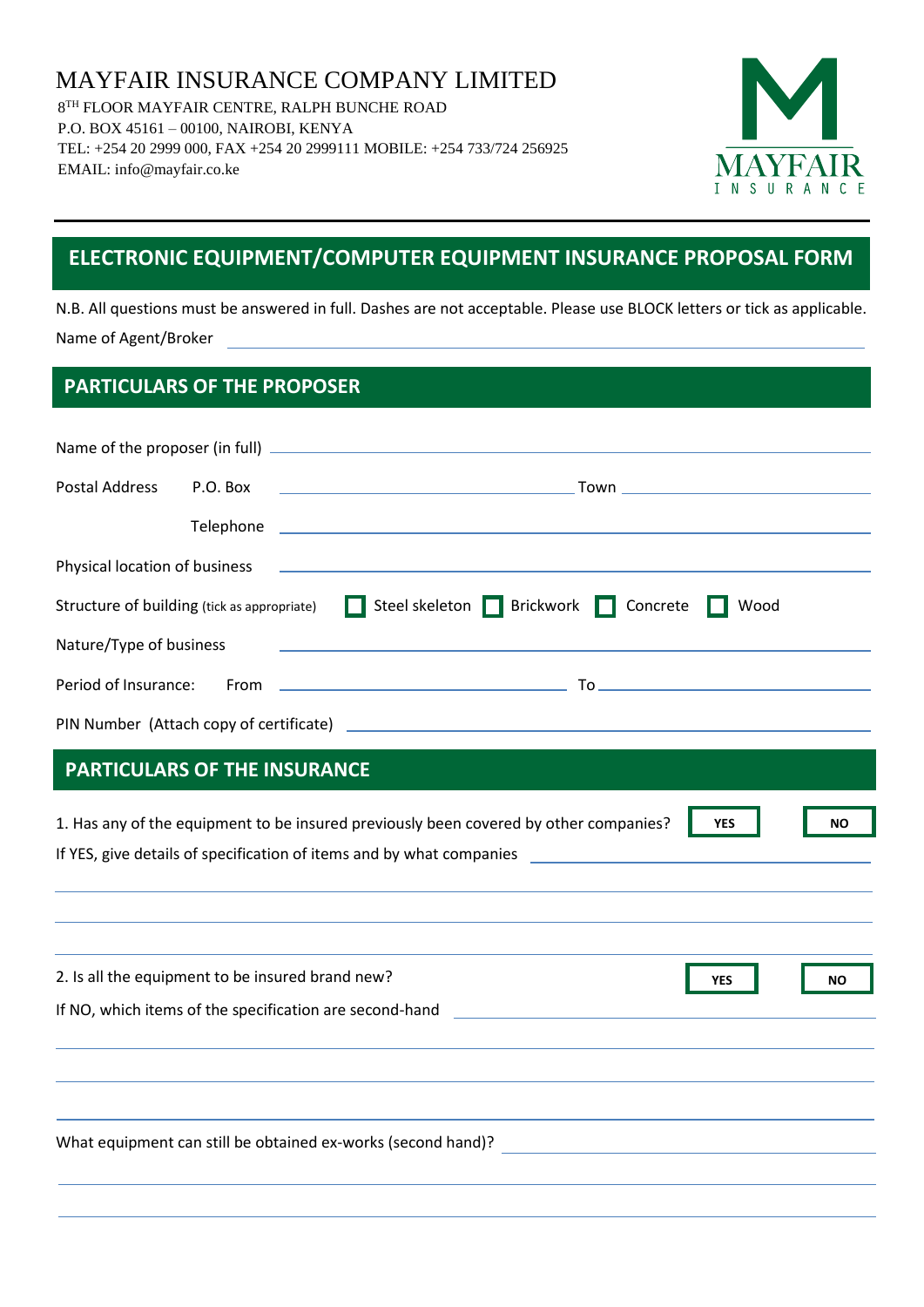MAYFAIR INSURANCE COMPANY LIMITED

8TH FLOOR MAYFAIR CENTRE, RALPH BUNCHE ROAD
P.O. BOX 45161 – 00100, NAIROBI, KENYA
TEL: +254 20 2999 000, FAX +254 20 2999111 MOBILE: +254 733/724 256925
EMAIL: info@mayfair.co.ke

MAYFAIR INSURANCE

# ELECTRONIC EQUIPMENT/COMPUTER EQUIPMENT INSURANCE PROPOSAL FORM

N.B. All questions must be answered in full. Dashes are not acceptable. Please use BLOCK letters or tick as applicable.

Name of Agent/Broker ______________________________

## PARTICULARS OF THE PROPOSER

Name of the proposer (in full) ______________________________

Postal Address P.O. Box ____________________ Town ____________________

Telephone ______________________________

Physical location of business ______________________________

Structure of building (tick as appropriate) ☐ Steel skeleton ☐ Brickwork ☐ Concrete ☐ Wood

Nature/Type of business ______________________________

Period of Insurance: From ____________________ To ____________________

PIN Number (Attach copy of certificate) ______________________________

## PARTICULARS OF THE INSURANCE

1. Has any of the equipment to be insured previously been covered by other companies? YES ☐ NO ☐

If YES, give details of specification of items and by what companies ______________________________

______________________________

______________________________

______________________________

2. Is all the equipment to be insured brand new? YES ☐ NO ☐

If NO, which items of the specification are second-hand ______________________________

______________________________

______________________________

______________________________

What equipment can still be obtained ex-works (second hand)? ______________________________

______________________________

______________________________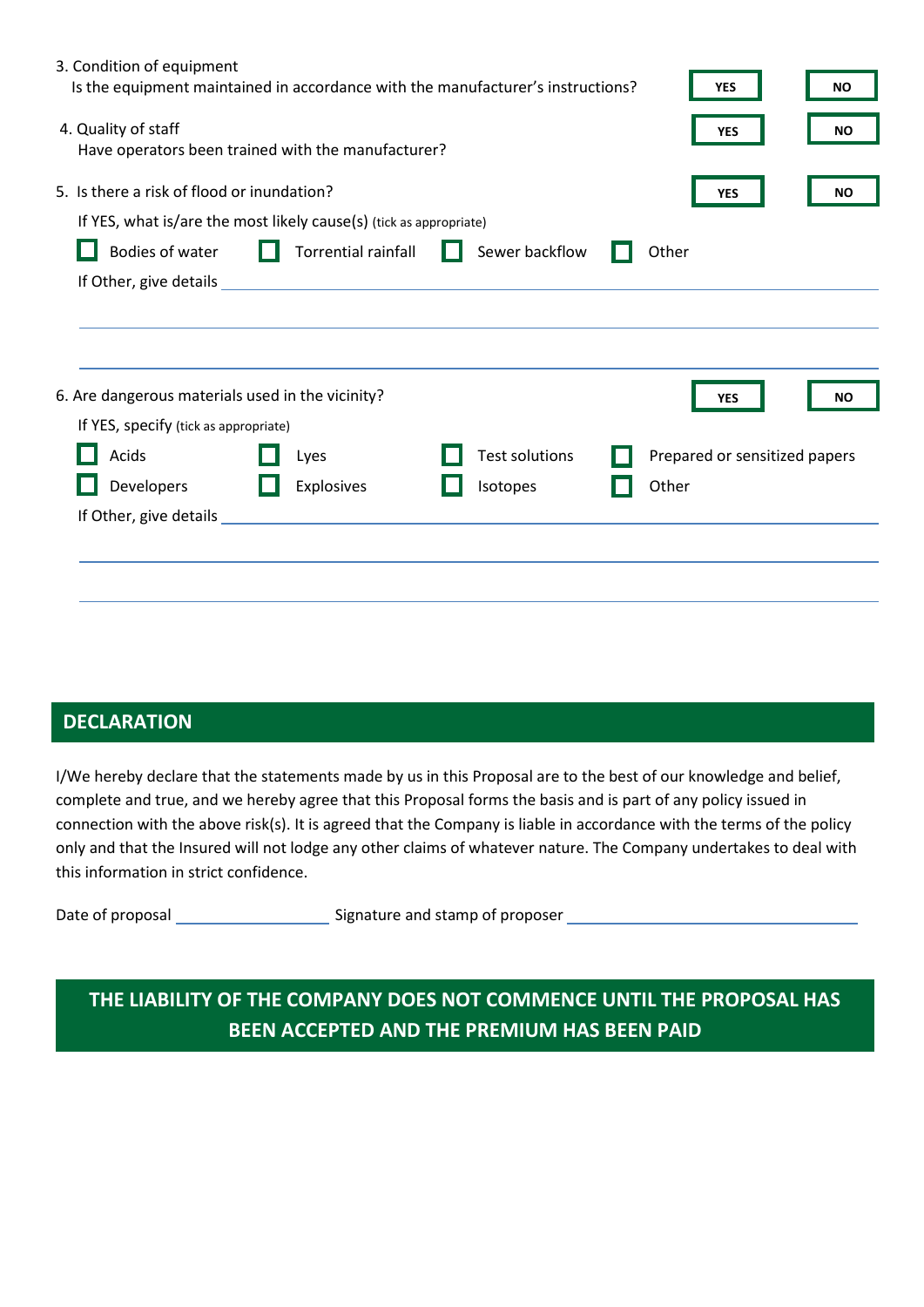3. Condition of equipment
Is the equipment maintained in accordance with the manufacturer's instructions? ☐ YES ☐ NO

4. Quality of staff
Have operators been trained with the manufacturer? ☐ YES ☐ NO

5. Is there a risk of flood or inundation? ☐ YES ☐ NO

If YES, what is/are the most likely cause(s) (tick as appropriate)

☐ Bodies of water ☐ Torrential rainfall ☐ Sewer backflow ☐ Other

If Other, give details ______________________________________________

______________________________________________

______________________________________________

6. Are dangerous materials used in the vicinity? ☐ YES ☐ NO

If YES, specify (tick as appropriate)

☐ Acids ☐ Lyes ☐ Test solutions ☐ Prepared or sensitized papers

☐ Developers ☐ Explosives ☐ Isotopes ☐ Other

If Other, give details ______________________________________________

______________________________________________

______________________________________________

## DECLARATION

I/We hereby declare that the statements made by us in this Proposal are to the best of our knowledge and belief, complete and true, and we hereby agree that this Proposal forms the basis and is part of any policy issued in connection with the above risk(s). It is agreed that the Company is liable in accordance with the terms of the policy only and that the Insured will not lodge any other claims of whatever nature. The Company undertakes to deal with this information in strict confidence.

Date of proposal __________________ Signature and stamp of proposer ______________________________

**THE LIABILITY OF THE COMPANY DOES NOT COMMENCE UNTIL THE PROPOSAL HAS BEEN ACCEPTED AND THE PREMIUM HAS BEEN PAID**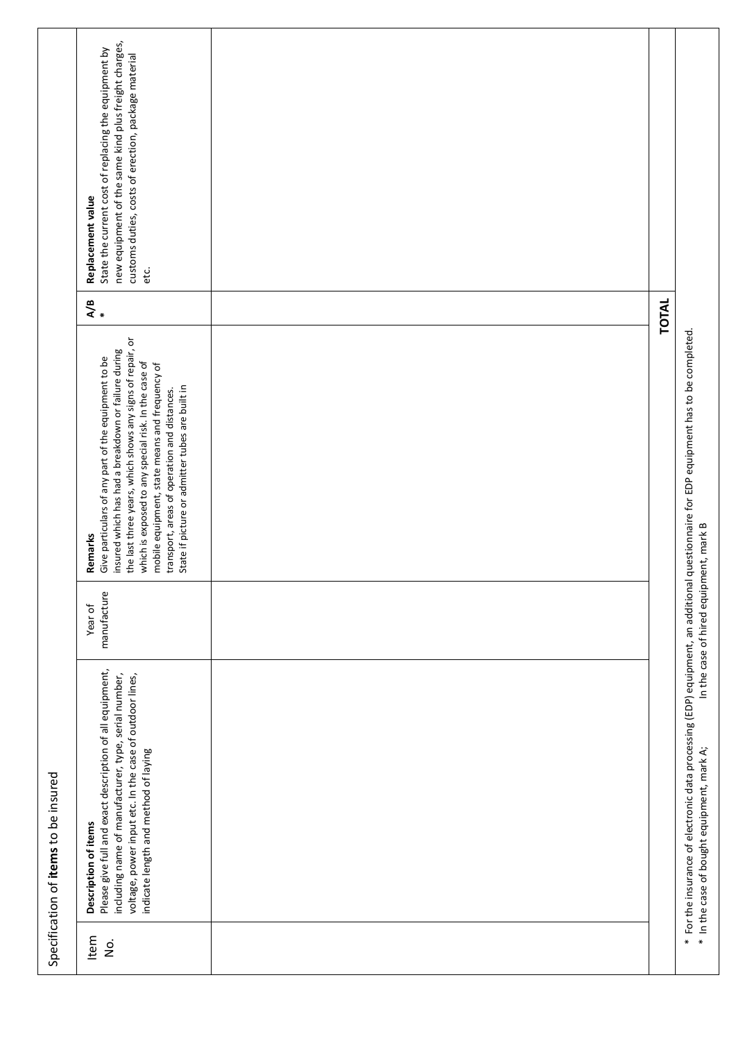Specification of **items** to be insured

| Item No. | **Description of items**<br>Please give full and exact description of all equipment, including name of manufacturer, type, serial number, voltage, power input etc. In the case of outdoor lines, indicate length and method of laying | Year of manufacture | **Remarks**<br>Give particulars of any part of the equipment to be insured which has had a breakdown or failure during the last three years, which shows any signs of repair, or which is exposed to any special risk. In the case of mobile equipment, state means and frequency of transport, areas of operation and distances.<br>State if picture or admitter tubes are built in | **A/B** * | **Replacement value**<br>State the current cost of replacing the equipment by new equipment of the same kind plus freight charges, customs duties, costs of erection, package material etc. |
|---|---|---|---|---|---|
| | | | | | |
| | | | **TOTAL** | | |

\* For the insurance of electronic data processing (EDP) equipment, an additional questionnaire for EDP equipment has to be completed.

\* In the case of bought equipment, mark A; In the case of hired equipment, mark B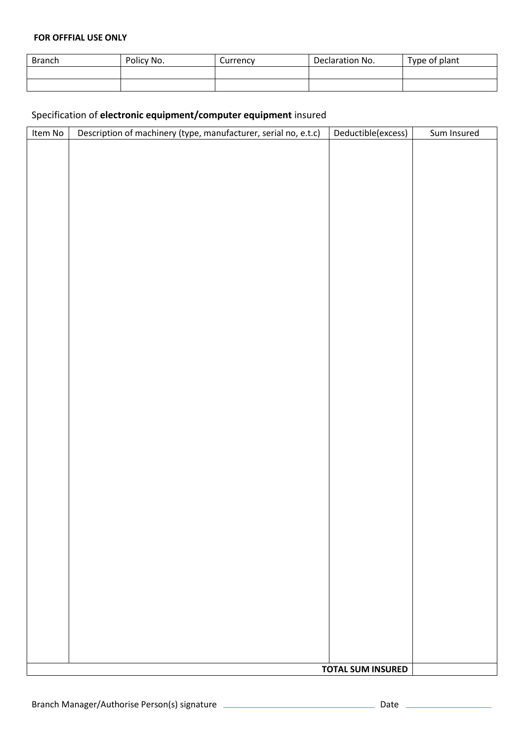**FOR OFFFIAL USE ONLY**

| Branch | Policy No. | Currency | Declaration No. | Type of plant |
|---|---|---|---|---|
| | | | | |
| | | | | |

Specification of **electronic equipment/computer equipment** insured

| Item No | Description of machinery (type, manufacturer, serial no, e.t.c) | Deductible(excess) | Sum Insured |
|---|---|---|---|
| | | | |
| | | **TOTAL SUM INSURED** | |

Branch Manager/Authorise Person(s) signature \_\_\_\_\_\_\_\_\_\_\_\_\_\_\_\_\_\_\_\_\_\_\_\_\_\_\_\_\_\_\_\_ Date \_\_\_\_\_\_\_\_\_\_\_\_\_\_\_\_\_\_